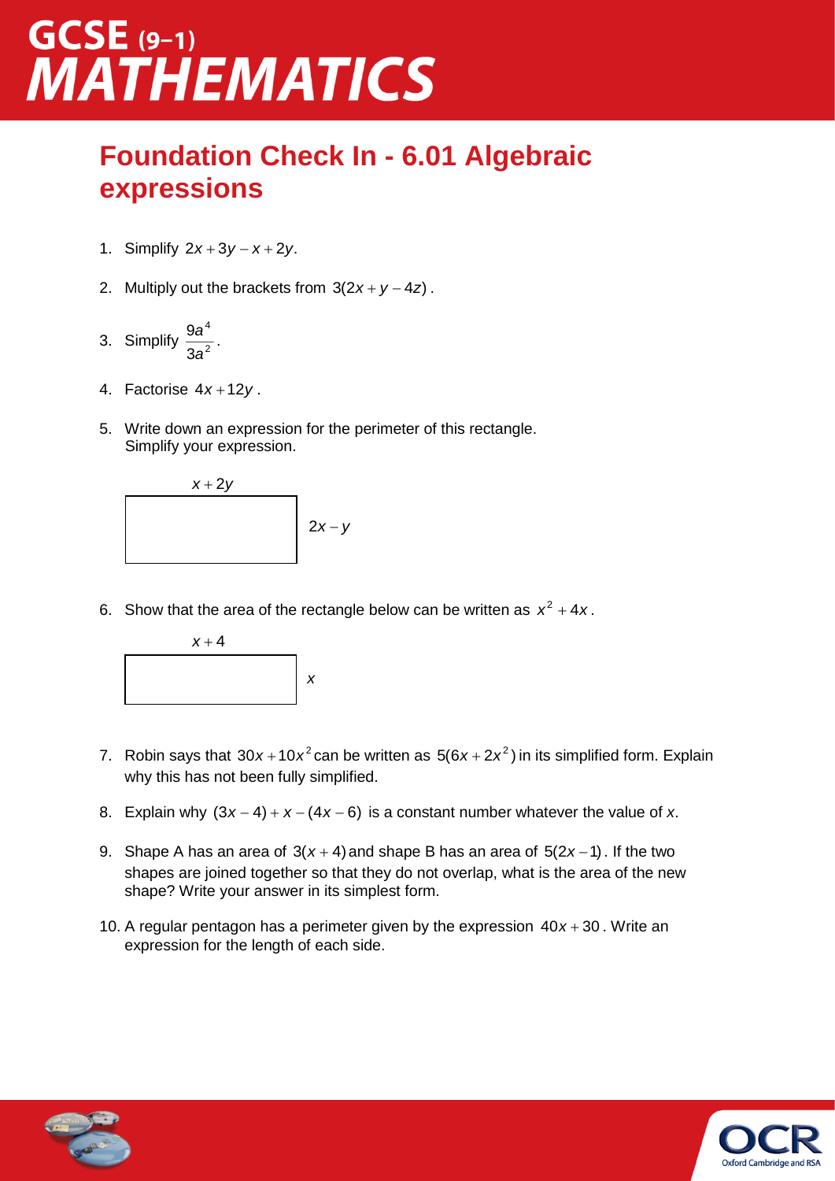# GCSE (9–1) MATHEMATICS

## Foundation Check In - 6.01 Algebraic expressions

1. Simplify $2x + 3y - x + 2y$.

2. Multiply out the brackets from $3(2x + y - 4z)$.

3. Simplify $\frac{9a^4}{3a^2}$.

4. Factorise $4x + 12y$.

5. Write down an expression for the perimeter of this rectangle. Simplify your expression.

   Rectangle with sides $x + 2y$ and $2x - y$

6. Show that the area of the rectangle below can be written as $x^2 + 4x$.

   Rectangle with sides $x + 4$ and $x$

7. Robin says that $30x + 10x^2$ can be written as $5(6x + 2x^2)$ in its simplified form. Explain why this has not been fully simplified.

8. Explain why $(3x - 4) + x - (4x - 6)$ is a constant number whatever the value of $x$.

9. Shape A has an area of $3(x + 4)$ and shape B has an area of $5(2x - 1)$. If the two shapes are joined together so that they do not overlap, what is the area of the new shape? Write your answer in its simplest form.

10. A regular pentagon has a perimeter given by the expression $40x + 30$. Write an expression for the length of each side.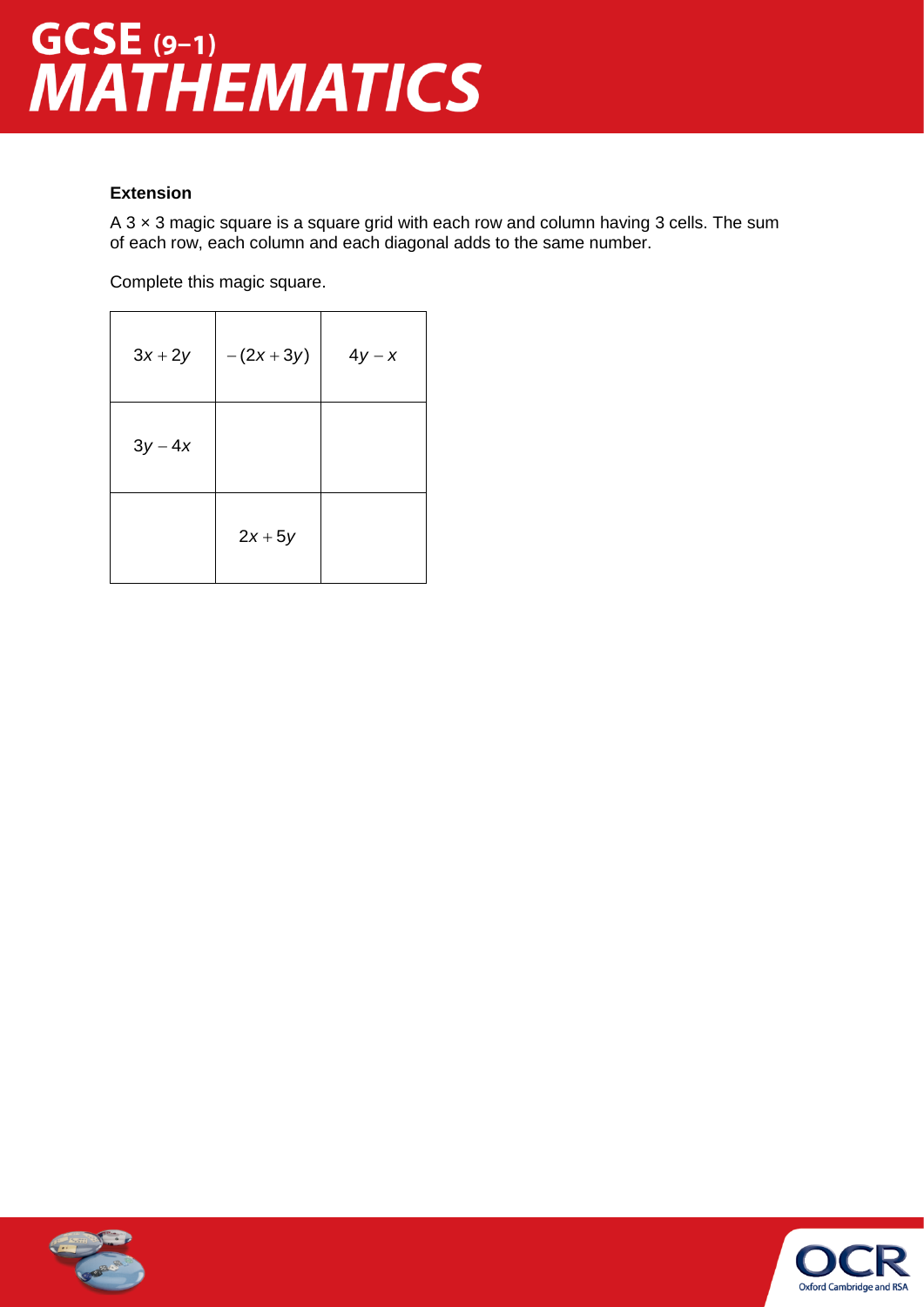**Extension**

A 3 × 3 magic square is a square grid with each row and column having 3 cells. The sum of each row, each column and each diagonal adds to the same number.

Complete this magic square.

| | | |
|---|---|---|
| $3x + 2y$ | $-(2x + 3y)$ | $4y - x$ |
| $3y - 4x$ | | |
| | $2x + 5y$ | |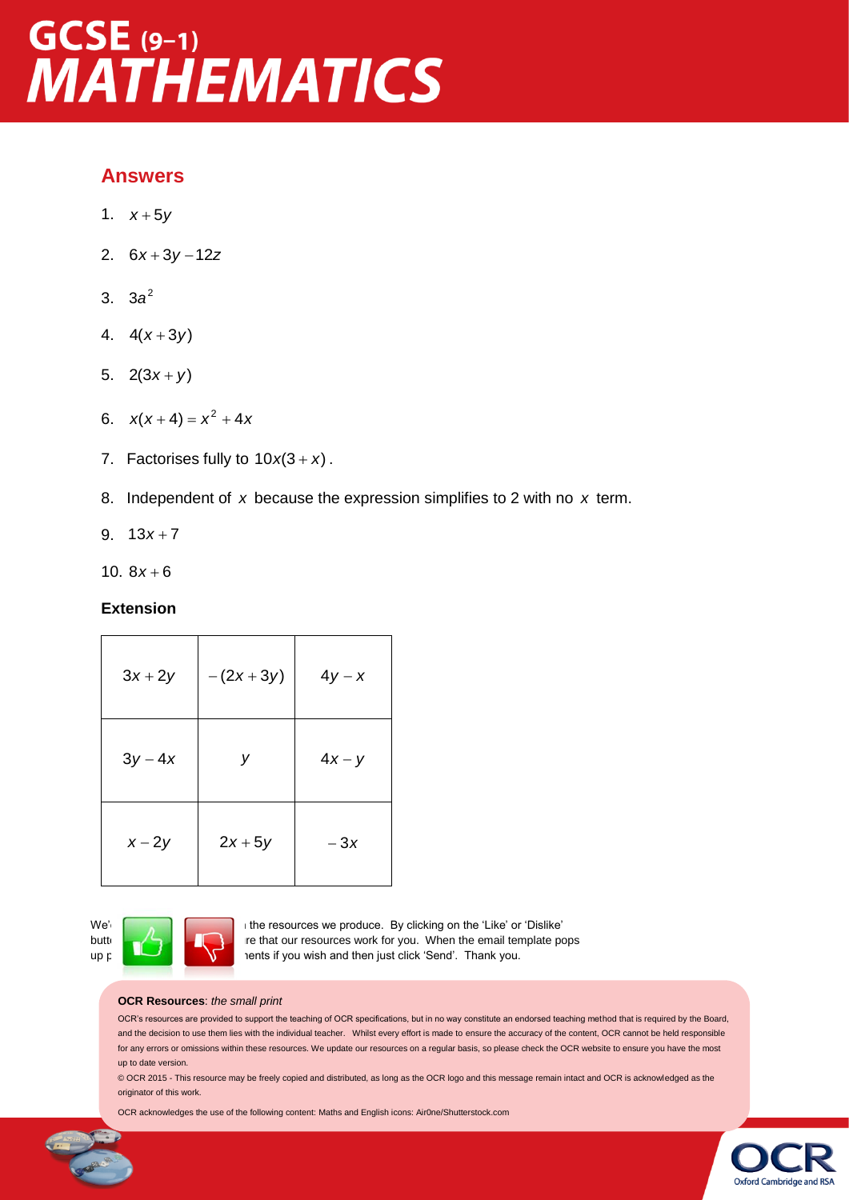## Answers

1. $x + 5y$
2. $6x + 3y - 12z$
3. $3a^2$
4. $4(x + 3y)$
5. $2(3x + y)$
6. $x(x + 4) = x^2 + 4x$
7. Factorises fully to $10x(3 + x)$.
8. Independent of $x$ because the expression simplifies to 2 with no $x$ term.
9. $13x + 7$
10. $8x + 6$

**Extension**

| | | |
|---|---|---|
| $3x + 2y$ | $-(2x + 3y)$ | $4y - x$ |
| $3y - 4x$ | $y$ | $4x - y$ |
| $x - 2y$ | $2x + 5y$ | $-3x$ |

We' ... the resources we produce. By clicking on the 'Like' or 'Dislike' butt... ...re that our resources work for you. When the email template pops up p... ...ents if you wish and then just click 'Send'. Thank you.

**OCR Resources**: *the small print*

OCR's resources are provided to support the teaching of OCR specifications, but in no way constitute an endorsed teaching method that is required by the Board, and the decision to use them lies with the individual teacher. Whilst every effort is made to ensure the accuracy of the content, OCR cannot be held responsible for any errors or omissions within these resources. We update our resources on a regular basis, so please check the OCR website to ensure you have the most up to date version.

© OCR 2015 - This resource may be freely copied and distributed, as long as the OCR logo and this message remain intact and OCR is acknowledged as the originator of this work.

OCR acknowledges the use of the following content: Maths and English icons: Air0ne/Shutterstock.com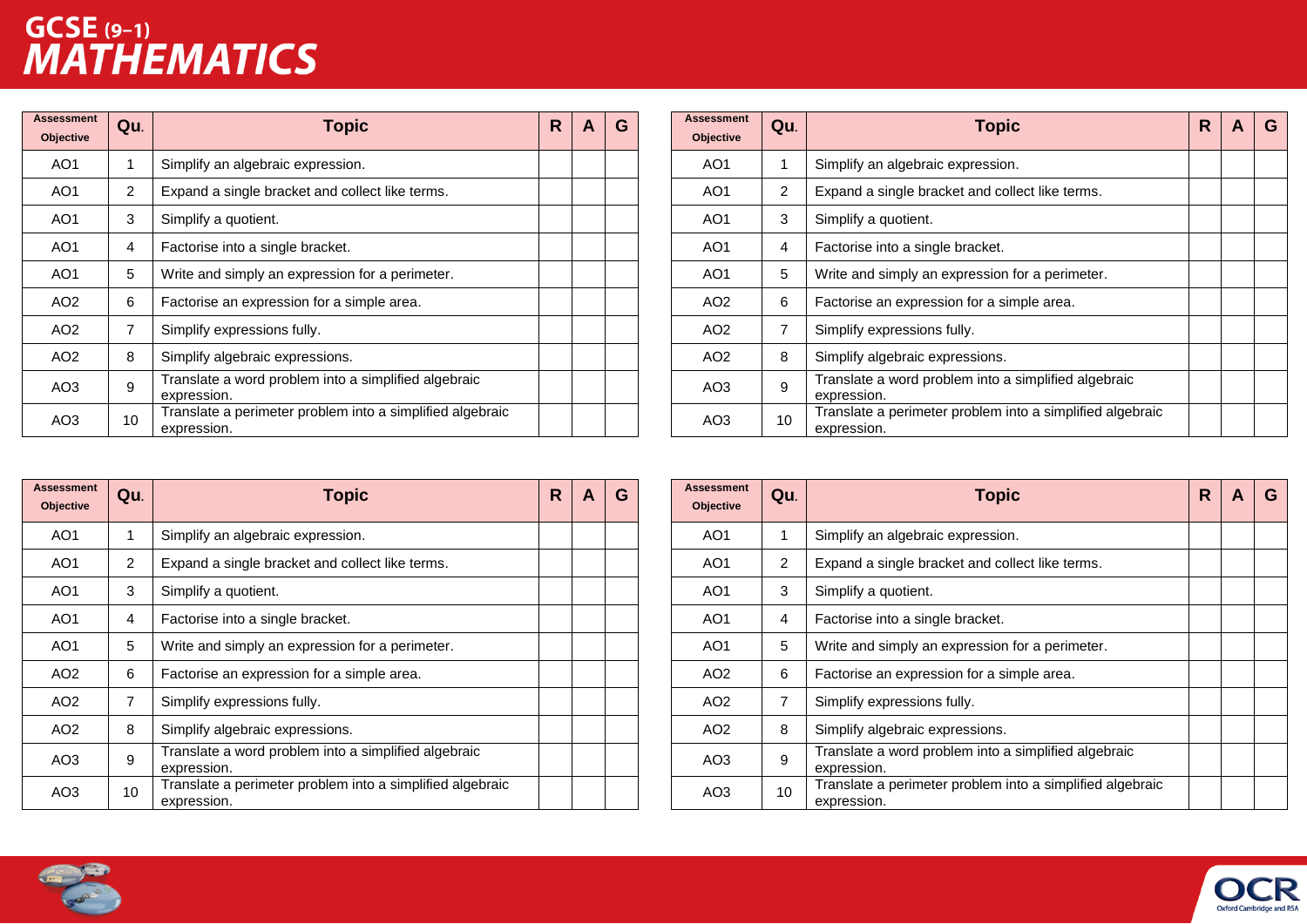# GCSE (9–1) MATHEMATICS

| Assessment Objective | Qu. | Topic | R | A | G |
|---|---|---|---|---|---|
| AO1 | 1 | Simplify an algebraic expression. | | | |
| AO1 | 2 | Expand a single bracket and collect like terms. | | | |
| AO1 | 3 | Simplify a quotient. | | | |
| AO1 | 4 | Factorise into a single bracket. | | | |
| AO1 | 5 | Write and simply an expression for a perimeter. | | | |
| AO2 | 6 | Factorise an expression for a simple area. | | | |
| AO2 | 7 | Simplify expressions fully. | | | |
| AO2 | 8 | Simplify algebraic expressions. | | | |
| AO3 | 9 | Translate a word problem into a simplified algebraic expression. | | | |
| AO3 | 10 | Translate a perimeter problem into a simplified algebraic expression. | | | |

| Assessment Objective | Qu. | Topic | R | A | G |
|---|---|---|---|---|---|
| AO1 | 1 | Simplify an algebraic expression. | | | |
| AO1 | 2 | Expand a single bracket and collect like terms. | | | |
| AO1 | 3 | Simplify a quotient. | | | |
| AO1 | 4 | Factorise into a single bracket. | | | |
| AO1 | 5 | Write and simply an expression for a perimeter. | | | |
| AO2 | 6 | Factorise an expression for a simple area. | | | |
| AO2 | 7 | Simplify expressions fully. | | | |
| AO2 | 8 | Simplify algebraic expressions. | | | |
| AO3 | 9 | Translate a word problem into a simplified algebraic expression. | | | |
| AO3 | 10 | Translate a perimeter problem into a simplified algebraic expression. | | | |

| Assessment Objective | Qu. | Topic | R | A | G |
|---|---|---|---|---|---|
| AO1 | 1 | Simplify an algebraic expression. | | | |
| AO1 | 2 | Expand a single bracket and collect like terms. | | | |
| AO1 | 3 | Simplify a quotient. | | | |
| AO1 | 4 | Factorise into a single bracket. | | | |
| AO1 | 5 | Write and simply an expression for a perimeter. | | | |
| AO2 | 6 | Factorise an expression for a simple area. | | | |
| AO2 | 7 | Simplify expressions fully. | | | |
| AO2 | 8 | Simplify algebraic expressions. | | | |
| AO3 | 9 | Translate a word problem into a simplified algebraic expression. | | | |
| AO3 | 10 | Translate a perimeter problem into a simplified algebraic expression. | | | |

| Assessment Objective | Qu. | Topic | R | A | G |
|---|---|---|---|---|---|
| AO1 | 1 | Simplify an algebraic expression. | | | |
| AO1 | 2 | Expand a single bracket and collect like terms. | | | |
| AO1 | 3 | Simplify a quotient. | | | |
| AO1 | 4 | Factorise into a single bracket. | | | |
| AO1 | 5 | Write and simply an expression for a perimeter. | | | |
| AO2 | 6 | Factorise an expression for a simple area. | | | |
| AO2 | 7 | Simplify expressions fully. | | | |
| AO2 | 8 | Simplify algebraic expressions. | | | |
| AO3 | 9 | Translate a word problem into a simplified algebraic expression. | | | |
| AO3 | 10 | Translate a perimeter problem into a simplified algebraic expression. | | | |

OCR
Oxford Cambridge and RSA